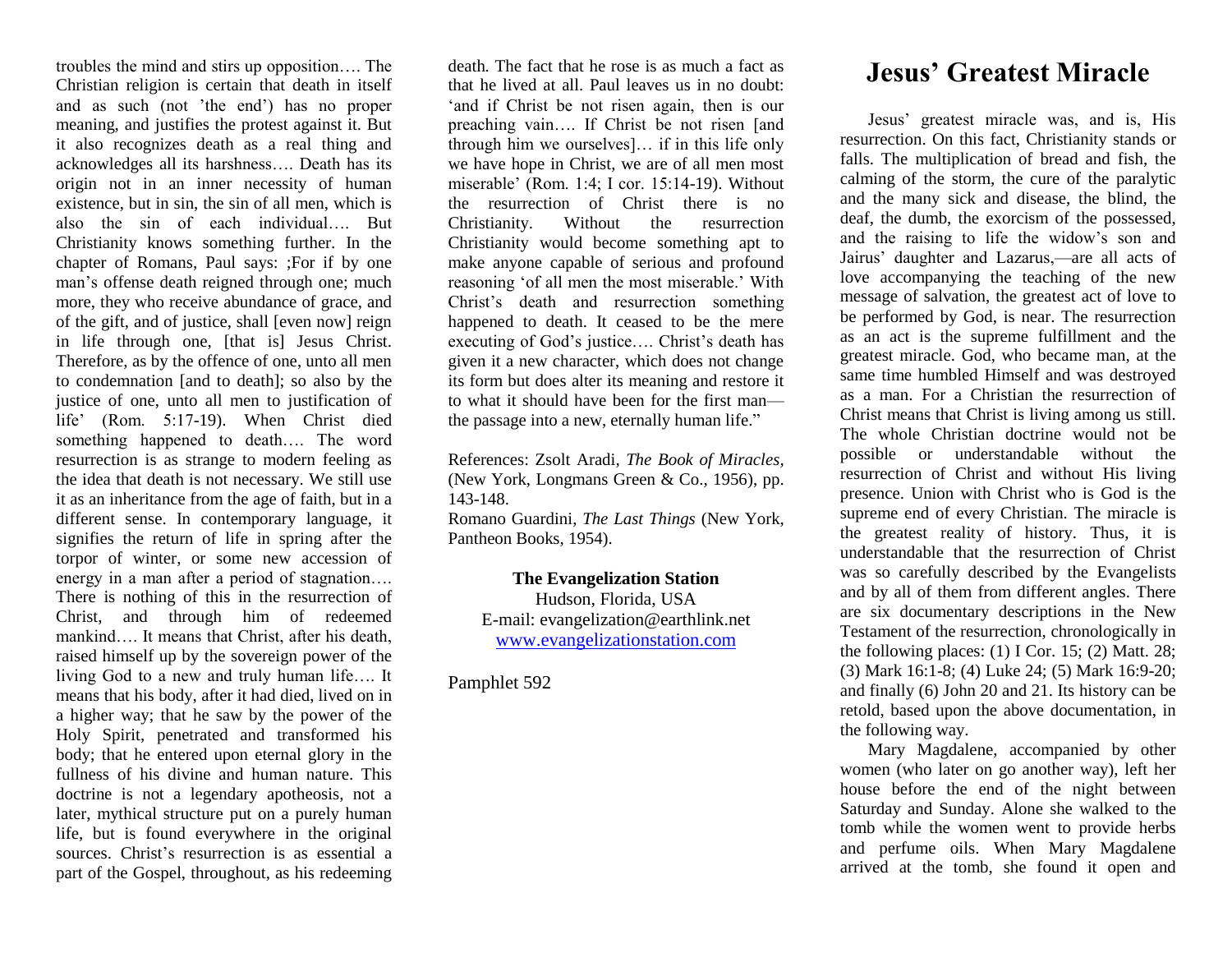troubles the mind and stirs up opposition…. The Christian religion is certain that death in itself and as such (not 'the end') has no proper meaning, and justifies the protest against it. But it also recognizes death as a real thing and acknowledges all its harshness…. Death has its origin not in an inner necessity of human existence, but in sin, the sin of all men, which is also the sin of each individual…. But Christianity knows something further. In the chapter of Romans, Paul says: ;For if by one man's offense death reigned through one; much more, they who receive abundance of grace, and of the gift, and of justice, shall [even now] reign in life through one, [that is] Jesus Christ. Therefore, as by the offence of one, unto all men to condemnation [and to death]; so also by the justice of one, unto all men to justification of life' (Rom. 5:17-19). When Christ died something happened to death…. The word resurrection is as strange to modern feeling as the idea that death is not necessary. We still use it as an inheritance from the age of faith, but in a different sense. In contemporary language, it signifies the return of life in spring after the torpor of winter, or some new accession of energy in a man after a period of stagnation…. There is nothing of this in the resurrection of Christ, and through him of redeemed mankind…. It means that Christ, after his death, raised himself up by the sovereign power of the living God to a new and truly human life…. It means that his body, after it had died, lived on in a higher way; that he saw by the power of the Holy Spirit, penetrated and transformed his body; that he entered upon eternal glory in the fullness of his divine and human nature. This doctrine is not a legendary apotheosis, not a later, mythical structure put on a purely human life, but is found everywhere in the original sources. Christ's resurrection is as essential a part of the Gospel, throughout, as his redeeming death. The fact that he rose is as much a fact as that he lived at all. Paul leaves us in no doubt: 'and if Christ be not risen again, then is our preaching vain…. If Christ be not risen [and through him we ourselves]… if in this life only we have hope in Christ, we are of all men most miserable' (Rom. 1:4; I cor. 15:14-19). Without the resurrection of Christ there is no Christianity. Without the resurrection Christianity would become something apt to make anyone capable of serious and profound reasoning 'of all men the most miserable.' With Christ's death and resurrection something happened to death. It ceased to be the mere executing of God's justice…. Christ's death has given it a new character, which does not change its form but does alter its meaning and restore it to what it should have been for the first man—the passage into a new, eternally human life."

References: Zsolt Aradi, *The Book of Miracles,* (New York, Longmans Green & Co., 1956), pp. 143-148.
Romano Guardini, *The Last Things* (New York, Pantheon Books, 1954).

**The Evangelization Station**
Hudson, Florida, USA
E-mail: evangelization@earthlink.net
www.evangelizationstation.com

Pamphlet 592

# Jesus' Greatest Miracle

Jesus' greatest miracle was, and is, His resurrection. On this fact, Christianity stands or falls. The multiplication of bread and fish, the calming of the storm, the cure of the paralytic and the many sick and disease, the blind, the deaf, the dumb, the exorcism of the possessed, and the raising to life the widow's son and Jairus' daughter and Lazarus,—are all acts of love accompanying the teaching of the new message of salvation, the greatest act of love to be performed by God, is near. The resurrection as an act is the supreme fulfillment and the greatest miracle. God, who became man, at the same time humbled Himself and was destroyed as a man. For a Christian the resurrection of Christ means that Christ is living among us still. The whole Christian doctrine would not be possible or understandable without the resurrection of Christ and without His living presence. Union with Christ who is God is the supreme end of every Christian. The miracle is the greatest reality of history. Thus, it is understandable that the resurrection of Christ was so carefully described by the Evangelists and by all of them from different angles. There are six documentary descriptions in the New Testament of the resurrection, chronologically in the following places: (1) I Cor. 15; (2) Matt. 28; (3) Mark 16:1-8; (4) Luke 24; (5) Mark 16:9-20; and finally (6) John 20 and 21. Its history can be retold, based upon the above documentation, in the following way.

Mary Magdalene, accompanied by other women (who later on go another way), left her house before the end of the night between Saturday and Sunday. Alone she walked to the tomb while the women went to provide herbs and perfume oils. When Mary Magdalene arrived at the tomb, she found it open and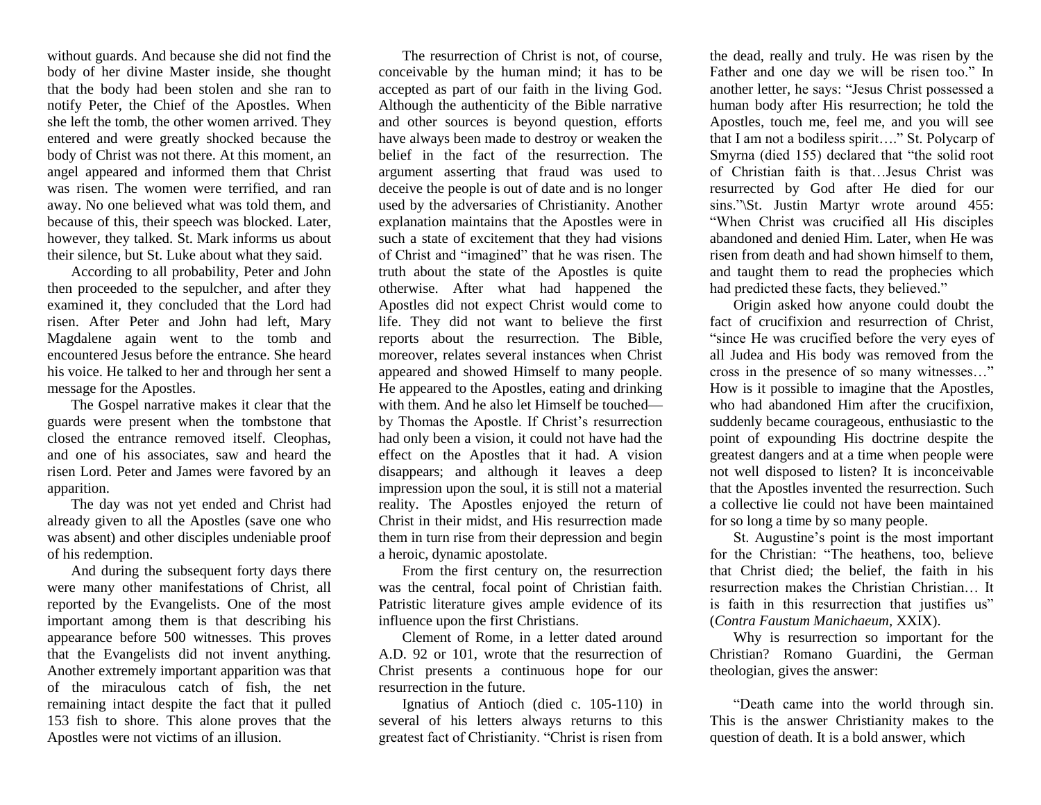without guards. And because she did not find the body of her divine Master inside, she thought that the body had been stolen and she ran to notify Peter, the Chief of the Apostles. When she left the tomb, the other women arrived. They entered and were greatly shocked because the body of Christ was not there. At this moment, an angel appeared and informed them that Christ was risen. The women were terrified, and ran away. No one believed what was told them, and because of this, their speech was blocked. Later, however, they talked. St. Mark informs us about their silence, but St. Luke about what they said.

According to all probability, Peter and John then proceeded to the sepulcher, and after they examined it, they concluded that the Lord had risen. After Peter and John had left, Mary Magdalene again went to the tomb and encountered Jesus before the entrance. She heard his voice. He talked to her and through her sent a message for the Apostles.

The Gospel narrative makes it clear that the guards were present when the tombstone that closed the entrance removed itself. Cleophas, and one of his associates, saw and heard the risen Lord. Peter and James were favored by an apparition.

The day was not yet ended and Christ had already given to all the Apostles (save one who was absent) and other disciples undeniable proof of his redemption.

And during the subsequent forty days there were many other manifestations of Christ, all reported by the Evangelists. One of the most important among them is that describing his appearance before 500 witnesses. This proves that the Evangelists did not invent anything. Another extremely important apparition was that of the miraculous catch of fish, the net remaining intact despite the fact that it pulled 153 fish to shore. This alone proves that the Apostles were not victims of an illusion.

The resurrection of Christ is not, of course, conceivable by the human mind; it has to be accepted as part of our faith in the living God. Although the authenticity of the Bible narrative and other sources is beyond question, efforts have always been made to destroy or weaken the belief in the fact of the resurrection. The argument asserting that fraud was used to deceive the people is out of date and is no longer used by the adversaries of Christianity. Another explanation maintains that the Apostles were in such a state of excitement that they had visions of Christ and "imagined" that he was risen. The truth about the state of the Apostles is quite otherwise. After what had happened the Apostles did not expect Christ would come to life. They did not want to believe the first reports about the resurrection. The Bible, moreover, relates several instances when Christ appeared and showed Himself to many people. He appeared to the Apostles, eating and drinking with them. And he also let Himself be touched— by Thomas the Apostle. If Christ's resurrection had only been a vision, it could not have had the effect on the Apostles that it had. A vision disappears; and although it leaves a deep impression upon the soul, it is still not a material reality. The Apostles enjoyed the return of Christ in their midst, and His resurrection made them in turn rise from their depression and begin a heroic, dynamic apostolate.

From the first century on, the resurrection was the central, focal point of Christian faith. Patristic literature gives ample evidence of its influence upon the first Christians.

Clement of Rome, in a letter dated around A.D. 92 or 101, wrote that the resurrection of Christ presents a continuous hope for our resurrection in the future.

Ignatius of Antioch (died c. 105-110) in several of his letters always returns to this greatest fact of Christianity. "Christ is risen from the dead, really and truly. He was risen by the Father and one day we will be risen too." In another letter, he says: "Jesus Christ possessed a human body after His resurrection; he told the Apostles, touch me, feel me, and you will see that I am not a bodiless spirit…." St. Polycarp of Smyrna (died 155) declared that "the solid root of Christian faith is that…Jesus Christ was resurrected by God after He died for our sins."\St. Justin Martyr wrote around 455: "When Christ was crucified all His disciples abandoned and denied Him. Later, when He was risen from death and had shown himself to them, and taught them to read the prophecies which had predicted these facts, they believed."

Origin asked how anyone could doubt the fact of crucifixion and resurrection of Christ, "since He was crucified before the very eyes of all Judea and His body was removed from the cross in the presence of so many witnesses…" How is it possible to imagine that the Apostles, who had abandoned Him after the crucifixion, suddenly became courageous, enthusiastic to the point of expounding His doctrine despite the greatest dangers and at a time when people were not well disposed to listen? It is inconceivable that the Apostles invented the resurrection. Such a collective lie could not have been maintained for so long a time by so many people.

St. Augustine's point is the most important for the Christian: "The heathens, too, believe that Christ died; the belief, the faith in his resurrection makes the Christian Christian… It is faith in this resurrection that justifies us" (*Contra Faustum Manichaeum,* XXIX).

Why is resurrection so important for the Christian? Romano Guardini, the German theologian, gives the answer:

"Death came into the world through sin. This is the answer Christianity makes to the question of death. It is a bold answer, which